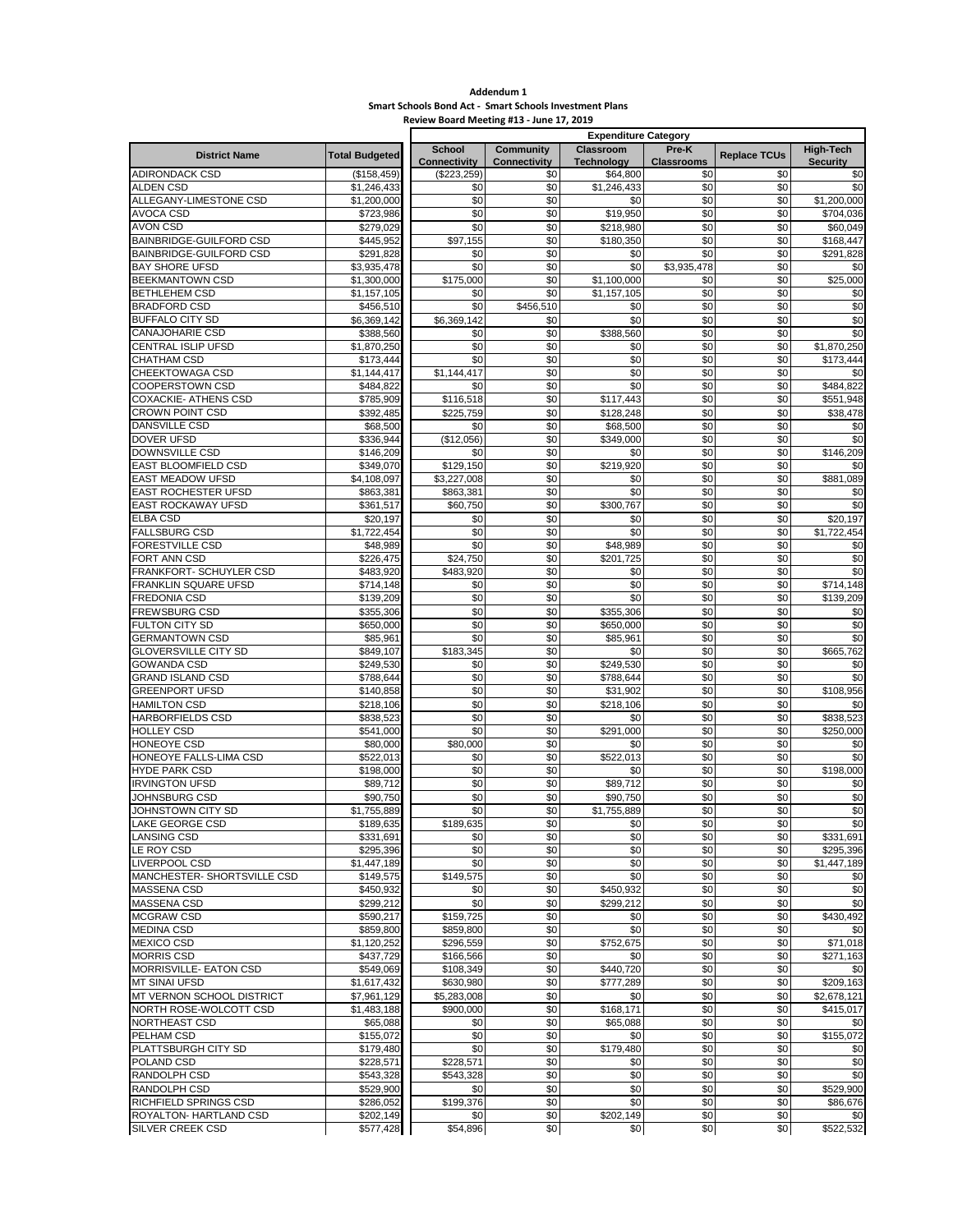**Addendum 1**
**Smart Schools Bond Act - Smart Schools Investment Plans**
**Review Board Meeting #13 - June 17, 2019**

| District Name | Total Budgeted | Expenditure Category | | | | | |
|---|---|---|---|---|---|---|---|
| | | School Connectivity | Community Connectivity | Classroom Technology | Pre-K Classrooms | Replace TCUs | High-Tech Security |
| ADIRONDACK CSD | ($158,459) | ($223,259) | $0 | $64,800 | $0 | $0 | $0 |
| ALDEN CSD | $1,246,433 | $0 | $0 | $1,246,433 | $0 | $0 | $0 |
| ALLEGANY-LIMESTONE CSD | $1,200,000 | $0 | $0 | $0 | $0 | $0 | $1,200,000 |
| AVOCA CSD | $723,986 | $0 | $0 | $19,950 | $0 | $0 | $704,036 |
| AVON CSD | $279,029 | $0 | $0 | $218,980 | $0 | $0 | $60,049 |
| BAINBRIDGE-GUILFORD CSD | $445,952 | $97,155 | $0 | $180,350 | $0 | $0 | $168,447 |
| BAINBRIDGE-GUILFORD CSD | $291,828 | $0 | $0 | $0 | $0 | $0 | $291,828 |
| BAY SHORE UFSD | $3,935,478 | $0 | $0 | $0 | $3,935,478 | $0 | $0 |
| BEEKMANTOWN CSD | $1,300,000 | $175,000 | $0 | $1,100,000 | $0 | $0 | $25,000 |
| BETHLEHEM CSD | $1,157,105 | $0 | $0 | $1,157,105 | $0 | $0 | $0 |
| BRADFORD CSD | $456,510 | $0 | $456,510 | $0 | $0 | $0 | $0 |
| BUFFALO CITY SD | $6,369,142 | $6,369,142 | $0 | $0 | $0 | $0 | $0 |
| CANAJOHARIE CSD | $388,560 | $0 | $0 | $388,560 | $0 | $0 | $0 |
| CENTRAL ISLIP UFSD | $1,870,250 | $0 | $0 | $0 | $0 | $0 | $1,870,250 |
| CHATHAM CSD | $173,444 | $0 | $0 | $0 | $0 | $0 | $173,444 |
| CHEEKTOWAGA CSD | $1,144,417 | $1,144,417 | $0 | $0 | $0 | $0 | $0 |
| COOPERSTOWN CSD | $484,822 | $0 | $0 | $0 | $0 | $0 | $484,822 |
| COXACKIE- ATHENS CSD | $785,909 | $116,518 | $0 | $117,443 | $0 | $0 | $551,948 |
| CROWN POINT CSD | $392,485 | $225,759 | $0 | $128,248 | $0 | $0 | $38,478 |
| DANSVILLE CSD | $68,500 | $0 | $0 | $68,500 | $0 | $0 | $0 |
| DOVER UFSD | $336,944 | ($12,056) | $0 | $349,000 | $0 | $0 | $0 |
| DOWNSVILLE CSD | $146,209 | $0 | $0 | $0 | $0 | $0 | $146,209 |
| EAST BLOOMFIELD CSD | $349,070 | $129,150 | $0 | $219,920 | $0 | $0 | $0 |
| EAST MEADOW UFSD | $4,108,097 | $3,227,008 | $0 | $0 | $0 | $0 | $881,089 |
| EAST ROCHESTER UFSD | $863,381 | $863,381 | $0 | $0 | $0 | $0 | $0 |
| EAST ROCKAWAY UFSD | $361,517 | $60,750 | $0 | $300,767 | $0 | $0 | $0 |
| ELBA CSD | $20,197 | $0 | $0 | $0 | $0 | $0 | $20,197 |
| FALLSBURG CSD | $1,722,454 | $0 | $0 | $0 | $0 | $0 | $1,722,454 |
| FORESTVILLE CSD | $48,989 | $0 | $0 | $48,989 | $0 | $0 | $0 |
| FORT ANN CSD | $226,475 | $24,750 | $0 | $201,725 | $0 | $0 | $0 |
| FRANKFORT- SCHUYLER CSD | $483,920 | $483,920 | $0 | $0 | $0 | $0 | $0 |
| FRANKLIN SQUARE UFSD | $714,148 | $0 | $0 | $0 | $0 | $0 | $714,148 |
| FREDONIA CSD | $139,209 | $0 | $0 | $0 | $0 | $0 | $139,209 |
| FREWSBURG CSD | $355,306 | $0 | $0 | $355,306 | $0 | $0 | $0 |
| FULTON CITY SD | $650,000 | $0 | $0 | $650,000 | $0 | $0 | $0 |
| GERMANTOWN CSD | $85,961 | $0 | $0 | $85,961 | $0 | $0 | $0 |
| GLOVERSVILLE CITY SD | $849,107 | $183,345 | $0 | $0 | $0 | $0 | $665,762 |
| GOWANDA CSD | $249,530 | $0 | $0 | $249,530 | $0 | $0 | $0 |
| GRAND ISLAND CSD | $788,644 | $0 | $0 | $788,644 | $0 | $0 | $0 |
| GREENPORT UFSD | $140,858 | $0 | $0 | $31,902 | $0 | $0 | $108,956 |
| HAMILTON CSD | $218,106 | $0 | $0 | $218,106 | $0 | $0 | $0 |
| HARBORFIELDS CSD | $838,523 | $0 | $0 | $0 | $0 | $0 | $838,523 |
| HOLLEY CSD | $541,000 | $0 | $0 | $291,000 | $0 | $0 | $250,000 |
| HONEOYE CSD | $80,000 | $80,000 | $0 | $0 | $0 | $0 | $0 |
| HONEOYE FALLS-LIMA CSD | $522,013 | $0 | $0 | $522,013 | $0 | $0 | $0 |
| HYDE PARK CSD | $198,000 | $0 | $0 | $0 | $0 | $0 | $198,000 |
| IRVINGTON UFSD | $89,712 | $0 | $0 | $89,712 | $0 | $0 | $0 |
| JOHNSBURG CSD | $90,750 | $0 | $0 | $90,750 | $0 | $0 | $0 |
| JOHNSTOWN CITY SD | $1,755,889 | $0 | $0 | $1,755,889 | $0 | $0 | $0 |
| LAKE GEORGE CSD | $189,635 | $189,635 | $0 | $0 | $0 | $0 | $0 |
| LANSING CSD | $331,691 | $0 | $0 | $0 | $0 | $0 | $331,691 |
| LE ROY CSD | $295,396 | $0 | $0 | $0 | $0 | $0 | $295,396 |
| LIVERPOOL CSD | $1,447,189 | $0 | $0 | $0 | $0 | $0 | $1,447,189 |
| MANCHESTER- SHORTSVILLE CSD | $149,575 | $149,575 | $0 | $0 | $0 | $0 | $0 |
| MASSENA CSD | $450,932 | $0 | $0 | $450,932 | $0 | $0 | $0 |
| MASSENA CSD | $299,212 | $0 | $0 | $299,212 | $0 | $0 | $0 |
| MCGRAW CSD | $590,217 | $159,725 | $0 | $0 | $0 | $0 | $430,492 |
| MEDINA CSD | $859,800 | $859,800 | $0 | $0 | $0 | $0 | $0 |
| MEXICO CSD | $1,120,252 | $296,559 | $0 | $752,675 | $0 | $0 | $71,018 |
| MORRIS CSD | $437,729 | $166,566 | $0 | $0 | $0 | $0 | $271,163 |
| MORRISVILLE- EATON CSD | $549,069 | $108,349 | $0 | $440,720 | $0 | $0 | $0 |
| MT SINAI UFSD | $1,617,432 | $630,980 | $0 | $777,289 | $0 | $0 | $209,163 |
| MT VERNON SCHOOL DISTRICT | $7,961,129 | $5,283,008 | $0 | $0 | $0 | $0 | $2,678,121 |
| NORTH ROSE-WOLCOTT CSD | $1,483,188 | $900,000 | $0 | $168,171 | $0 | $0 | $415,017 |
| NORTHEAST CSD | $65,088 | $0 | $0 | $65,088 | $0 | $0 | $0 |
| PELHAM CSD | $155,072 | $0 | $0 | $0 | $0 | $0 | $155,072 |
| PLATTSBURGH CITY SD | $179,480 | $0 | $0 | $179,480 | $0 | $0 | $0 |
| POLAND CSD | $228,571 | $228,571 | $0 | $0 | $0 | $0 | $0 |
| RANDOLPH CSD | $543,328 | $543,328 | $0 | $0 | $0 | $0 | $0 |
| RANDOLPH CSD | $529,900 | $0 | $0 | $0 | $0 | $0 | $529,900 |
| RICHFIELD SPRINGS CSD | $286,052 | $199,376 | $0 | $0 | $0 | $0 | $86,676 |
| ROYALTON- HARTLAND CSD | $202,149 | $0 | $0 | $202,149 | $0 | $0 | $0 |
| SILVER CREEK CSD | $577,428 | $54,896 | $0 | $0 | $0 | $0 | $522,532 |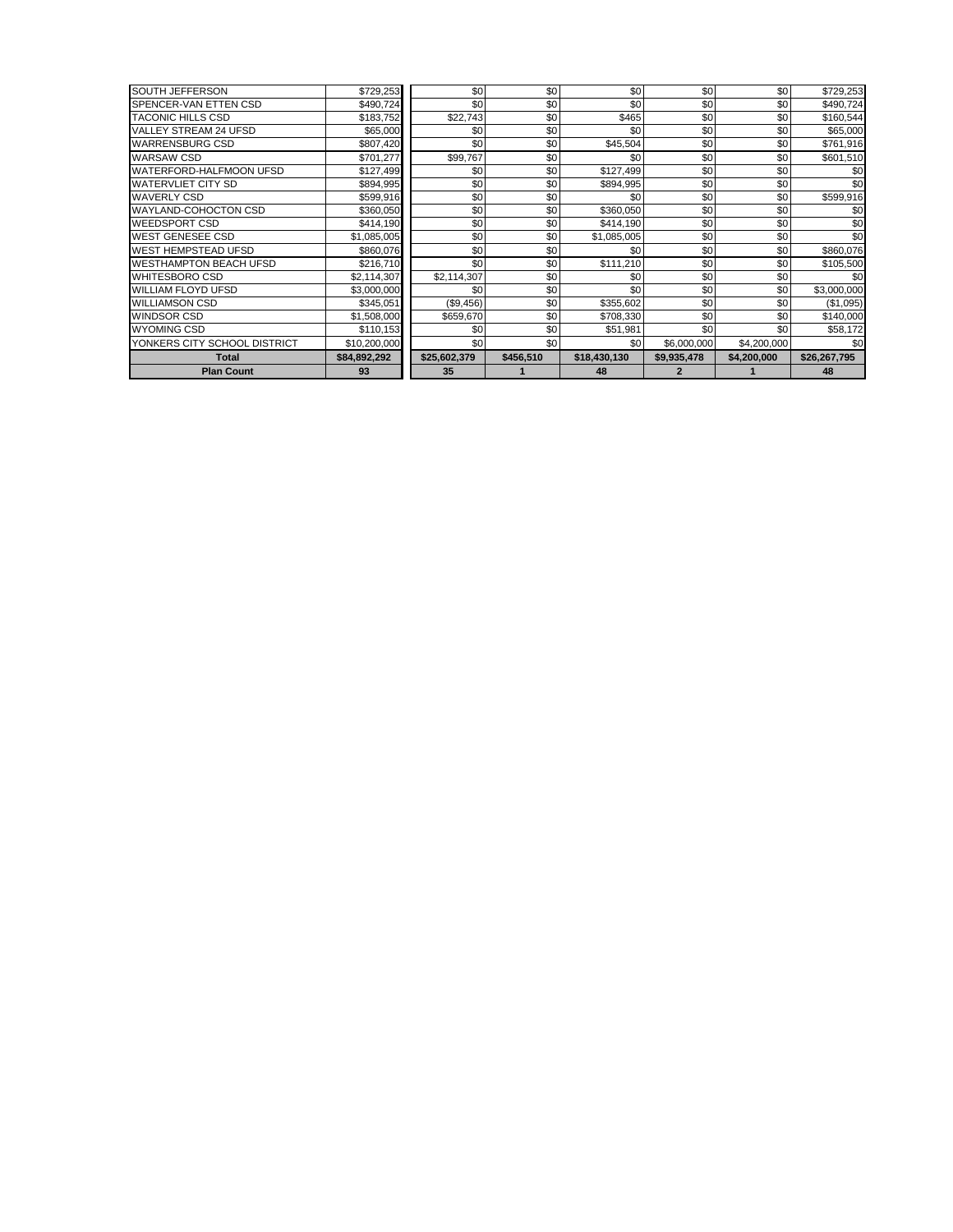| | | | | | | | |
|---|---|---|---|---|---|---|---|
| SOUTH JEFFERSON | $729,253 | $0 | $0 | $0 | $0 | $0 | $729,253 |
| SPENCER-VAN ETTEN CSD | $490,724 | $0 | $0 | $0 | $0 | $0 | $490,724 |
| TACONIC HILLS CSD | $183,752 | $22,743 | $0 | $465 | $0 | $0 | $160,544 |
| VALLEY STREAM 24 UFSD | $65,000 | $0 | $0 | $0 | $0 | $0 | $65,000 |
| WARRENSBURG CSD | $807,420 | $0 | $0 | $45,504 | $0 | $0 | $761,916 |
| WARSAW CSD | $701,277 | $99,767 | $0 | $0 | $0 | $0 | $601,510 |
| WATERFORD-HALFMOON UFSD | $127,499 | $0 | $0 | $127,499 | $0 | $0 | $0 |
| WATERVLIET CITY SD | $894,995 | $0 | $0 | $894,995 | $0 | $0 | $0 |
| WAVERLY CSD | $599,916 | $0 | $0 | $0 | $0 | $0 | $599,916 |
| WAYLAND-COHOCTON CSD | $360,050 | $0 | $0 | $360,050 | $0 | $0 | $0 |
| WEEDSPORT CSD | $414,190 | $0 | $0 | $414,190 | $0 | $0 | $0 |
| WEST GENESEE CSD | $1,085,005 | $0 | $0 | $1,085,005 | $0 | $0 | $0 |
| WEST HEMPSTEAD UFSD | $860,076 | $0 | $0 | $0 | $0 | $0 | $860,076 |
| WESTHAMPTON BEACH UFSD | $216,710 | $0 | $0 | $111,210 | $0 | $0 | $105,500 |
| WHITESBORO CSD | $2,114,307 | $2,114,307 | $0 | $0 | $0 | $0 | $0 |
| WILLIAM FLOYD UFSD | $3,000,000 | $0 | $0 | $0 | $0 | $0 | $3,000,000 |
| WILLIAMSON CSD | $345,051 | ($9,456) | $0 | $355,602 | $0 | $0 | ($1,095) |
| WINDSOR CSD | $1,508,000 | $659,670 | $0 | $708,330 | $0 | $0 | $140,000 |
| WYOMING CSD | $110,153 | $0 | $0 | $51,981 | $0 | $0 | $58,172 |
| YONKERS CITY SCHOOL DISTRICT | $10,200,000 | $0 | $0 | $0 | $6,000,000 | $4,200,000 | $0 |
| **Total** | **$84,892,292** | **$25,602,379** | **$456,510** | **$18,430,130** | **$9,935,478** | **$4,200,000** | **$26,267,795** |
| **Plan Count** | **93** | **35** | **1** | **48** | **2** | **1** | **48** |